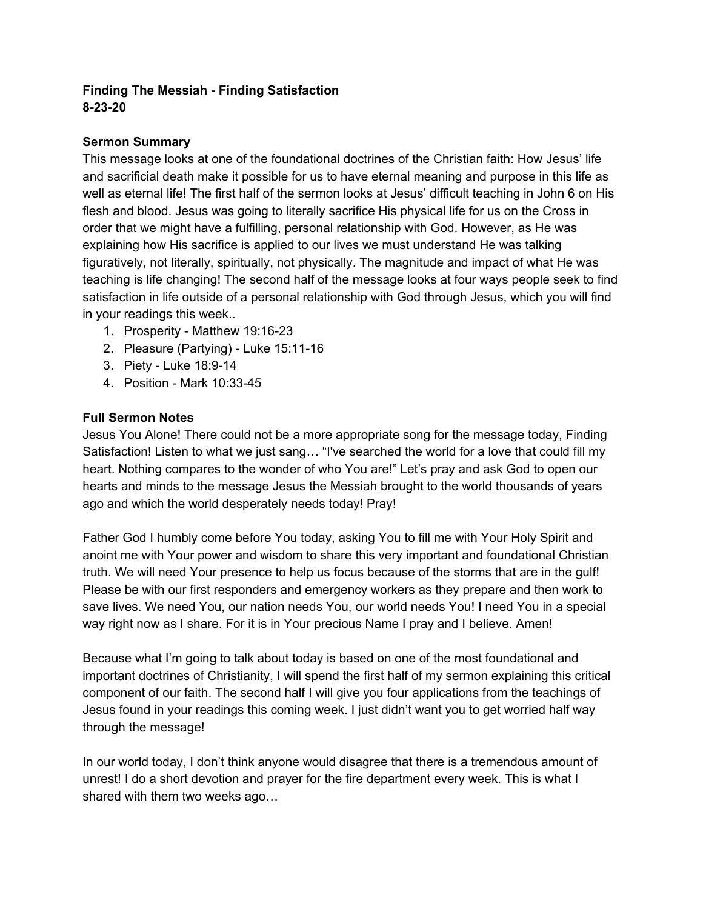**Finding The Messiah - Finding Satisfaction**
**8-23-20**

**Sermon Summary**

This message looks at one of the foundational doctrines of the Christian faith: How Jesus' life and sacrificial death make it possible for us to have eternal meaning and purpose in this life as well as eternal life! The first half of the sermon looks at Jesus' difficult teaching in John 6 on His flesh and blood. Jesus was going to literally sacrifice His physical life for us on the Cross in order that we might have a fulfilling, personal relationship with God. However, as He was explaining how His sacrifice is applied to our lives we must understand He was talking figuratively, not literally, spiritually, not physically. The magnitude and impact of what He was teaching is life changing! The second half of the message looks at four ways people seek to find satisfaction in life outside of a personal relationship with God through Jesus, which you will find in your readings this week..

1. Prosperity - Matthew 19:16-23
2. Pleasure (Partying) - Luke 15:11-16
3. Piety - Luke 18:9-14
4. Position - Mark 10:33-45

**Full Sermon Notes**

Jesus You Alone! There could not be a more appropriate song for the message today, Finding Satisfaction! Listen to what we just sang… "I've searched the world for a love that could fill my heart. Nothing compares to the wonder of who You are!" Let's pray and ask God to open our hearts and minds to the message Jesus the Messiah brought to the world thousands of years ago and which the world desperately needs today! Pray!

Father God I humbly come before You today, asking You to fill me with Your Holy Spirit and anoint me with Your power and wisdom to share this very important and foundational Christian truth. We will need Your presence to help us focus because of the storms that are in the gulf! Please be with our first responders and emergency workers as they prepare and then work to save lives. We need You, our nation needs You, our world needs You! I need You in a special way right now as I share. For it is in Your precious Name I pray and I believe. Amen!

Because what I'm going to talk about today is based on one of the most foundational and important doctrines of Christianity, I will spend the first half of my sermon explaining this critical component of our faith. The second half I will give you four applications from the teachings of Jesus found in your readings this coming week. I just didn't want you to get worried half way through the message!

In our world today, I don't think anyone would disagree that there is a tremendous amount of unrest! I do a short devotion and prayer for the fire department every week. This is what I shared with them two weeks ago…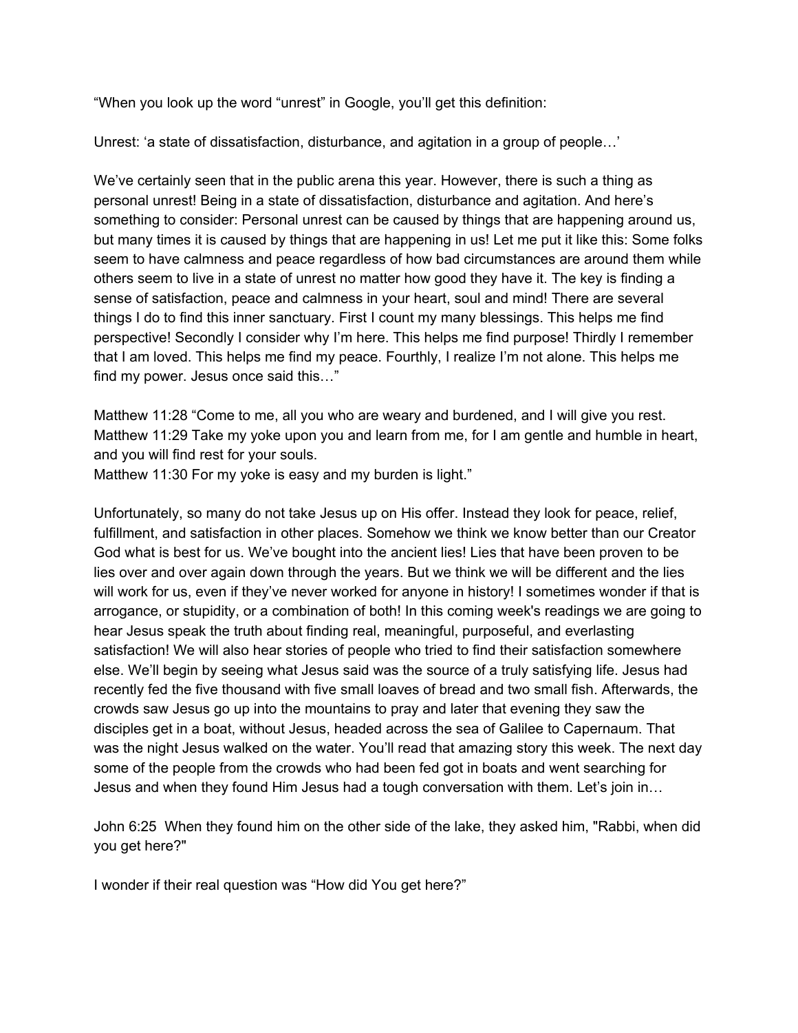“When you look up the word “unrest” in Google, you’ll get this definition:

Unrest: ‘a state of dissatisfaction, disturbance, and agitation in a group of people…’

We’ve certainly seen that in the public arena this year. However, there is such a thing as personal unrest! Being in a state of dissatisfaction, disturbance and agitation. And here’s something to consider: Personal unrest can be caused by things that are happening around us, but many times it is caused by things that are happening in us! Let me put it like this: Some folks seem to have calmness and peace regardless of how bad circumstances are around them while others seem to live in a state of unrest no matter how good they have it. The key is finding a sense of satisfaction, peace and calmness in your heart, soul and mind! There are several things I do to find this inner sanctuary. First I count my many blessings. This helps me find perspective! Secondly I consider why I’m here. This helps me find purpose! Thirdly I remember that I am loved. This helps me find my peace. Fourthly, I realize I’m not alone. This helps me find my power. Jesus once said this…”

Matthew 11:28 “Come to me, all you who are weary and burdened, and I will give you rest.
Matthew 11:29 Take my yoke upon you and learn from me, for I am gentle and humble in heart, and you will find rest for your souls.
Matthew 11:30 For my yoke is easy and my burden is light.”

Unfortunately, so many do not take Jesus up on His offer. Instead they look for peace, relief, fulfillment, and satisfaction in other places. Somehow we think we know better than our Creator God what is best for us. We’ve bought into the ancient lies! Lies that have been proven to be lies over and over again down through the years. But we think we will be different and the lies will work for us, even if they’ve never worked for anyone in history! I sometimes wonder if that is arrogance, or stupidity, or a combination of both! In this coming week's readings we are going to hear Jesus speak the truth about finding real, meaningful, purposeful, and everlasting satisfaction! We will also hear stories of people who tried to find their satisfaction somewhere else. We’ll begin by seeing what Jesus said was the source of a truly satisfying life. Jesus had recently fed the five thousand with five small loaves of bread and two small fish. Afterwards, the crowds saw Jesus go up into the mountains to pray and later that evening they saw the disciples get in a boat, without Jesus, headed across the sea of Galilee to Capernaum. That was the night Jesus walked on the water. You’ll read that amazing story this week. The next day some of the people from the crowds who had been fed got in boats and went searching for Jesus and when they found Him Jesus had a tough conversation with them. Let’s join in…

John 6:25 When they found him on the other side of the lake, they asked him, "Rabbi, when did you get here?"

I wonder if their real question was “How did You get here?”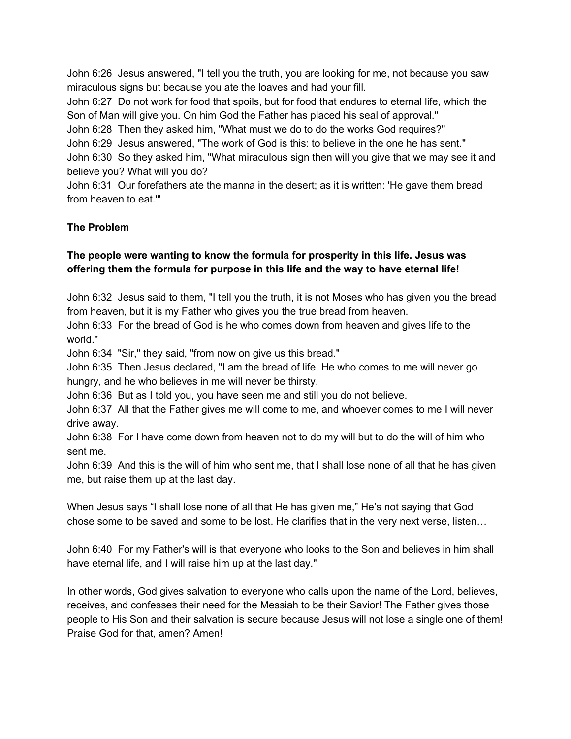John 6:26  Jesus answered, "I tell you the truth, you are looking for me, not because you saw miraculous signs but because you ate the loaves and had your fill.
John 6:27  Do not work for food that spoils, but for food that endures to eternal life, which the Son of Man will give you. On him God the Father has placed his seal of approval."
John 6:28  Then they asked him, "What must we do to do the works God requires?"
John 6:29  Jesus answered, "The work of God is this: to believe in the one he has sent."
John 6:30  So they asked him, "What miraculous sign then will you give that we may see it and believe you? What will you do?
John 6:31  Our forefathers ate the manna in the desert; as it is written: 'He gave them bread from heaven to eat.'"

**The Problem**

**The people were wanting to know the formula for prosperity in this life. Jesus was offering them the formula for purpose in this life and the way to have eternal life!**

John 6:32  Jesus said to them, "I tell you the truth, it is not Moses who has given you the bread from heaven, but it is my Father who gives you the true bread from heaven.
John 6:33  For the bread of God is he who comes down from heaven and gives life to the world."
John 6:34  "Sir," they said, "from now on give us this bread."
John 6:35  Then Jesus declared, "I am the bread of life. He who comes to me will never go hungry, and he who believes in me will never be thirsty.
John 6:36  But as I told you, you have seen me and still you do not believe.
John 6:37  All that the Father gives me will come to me, and whoever comes to me I will never drive away.
John 6:38  For I have come down from heaven not to do my will but to do the will of him who sent me.
John 6:39  And this is the will of him who sent me, that I shall lose none of all that he has given me, but raise them up at the last day.

When Jesus says "I shall lose none of all that He has given me," He's not saying that God chose some to be saved and some to be lost. He clarifies that in the very next verse, listen…

John 6:40  For my Father's will is that everyone who looks to the Son and believes in him shall have eternal life, and I will raise him up at the last day."

In other words, God gives salvation to everyone who calls upon the name of the Lord, believes, receives, and confesses their need for the Messiah to be their Savior! The Father gives those people to His Son and their salvation is secure because Jesus will not lose a single one of them! Praise God for that, amen? Amen!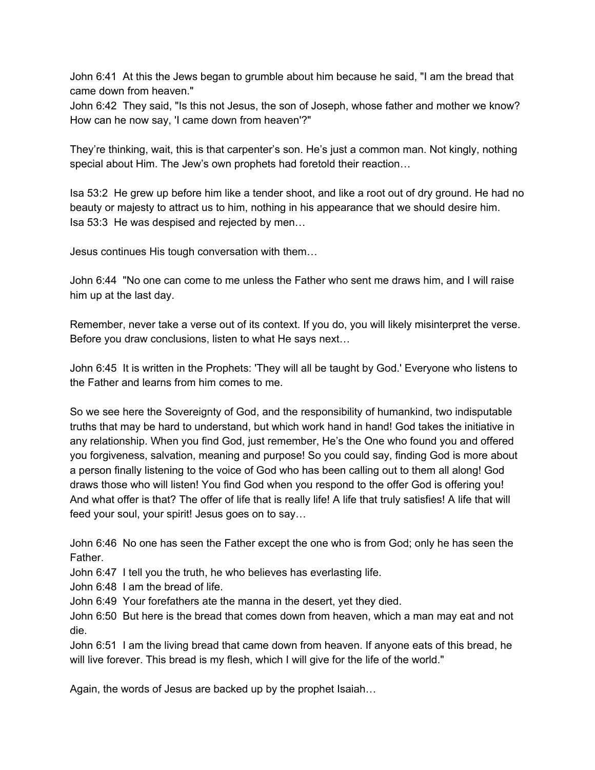John 6:41 At this the Jews began to grumble about him because he said, "I am the bread that came down from heaven."
John 6:42 They said, "Is this not Jesus, the son of Joseph, whose father and mother we know? How can he now say, 'I came down from heaven'?"

They're thinking, wait, this is that carpenter's son. He's just a common man. Not kingly, nothing special about Him. The Jew's own prophets had foretold their reaction…

Isa 53:2 He grew up before him like a tender shoot, and like a root out of dry ground. He had no beauty or majesty to attract us to him, nothing in his appearance that we should desire him.
Isa 53:3 He was despised and rejected by men…

Jesus continues His tough conversation with them…

John 6:44 "No one can come to me unless the Father who sent me draws him, and I will raise him up at the last day.

Remember, never take a verse out of its context. If you do, you will likely misinterpret the verse. Before you draw conclusions, listen to what He says next…

John 6:45 It is written in the Prophets: 'They will all be taught by God.' Everyone who listens to the Father and learns from him comes to me.

So we see here the Sovereignty of God, and the responsibility of humankind, two indisputable truths that may be hard to understand, but which work hand in hand! God takes the initiative in any relationship. When you find God, just remember, He's the One who found you and offered you forgiveness, salvation, meaning and purpose! So you could say, finding God is more about a person finally listening to the voice of God who has been calling out to them all along! God draws those who will listen! You find God when you respond to the offer God is offering you! And what offer is that? The offer of life that is really life! A life that truly satisfies! A life that will feed your soul, your spirit! Jesus goes on to say…

John 6:46 No one has seen the Father except the one who is from God; only he has seen the Father.
John 6:47 I tell you the truth, he who believes has everlasting life.
John 6:48 I am the bread of life.
John 6:49 Your forefathers ate the manna in the desert, yet they died.
John 6:50 But here is the bread that comes down from heaven, which a man may eat and not die.
John 6:51 I am the living bread that came down from heaven. If anyone eats of this bread, he will live forever. This bread is my flesh, which I will give for the life of the world."

Again, the words of Jesus are backed up by the prophet Isaiah…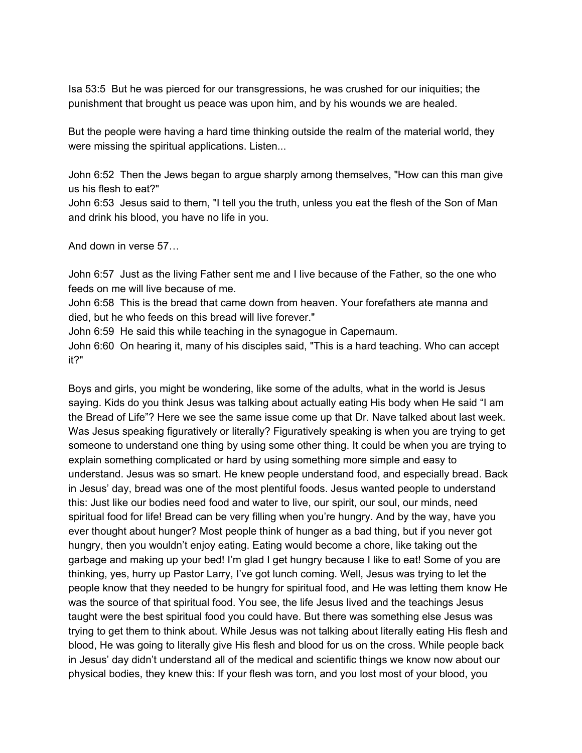Isa 53:5  But he was pierced for our transgressions, he was crushed for our iniquities; the punishment that brought us peace was upon him, and by his wounds we are healed.

But the people were having a hard time thinking outside the realm of the material world, they were missing the spiritual applications. Listen...

John 6:52  Then the Jews began to argue sharply among themselves, "How can this man give us his flesh to eat?"
John 6:53  Jesus said to them, "I tell you the truth, unless you eat the flesh of the Son of Man and drink his blood, you have no life in you.

And down in verse 57…

John 6:57  Just as the living Father sent me and I live because of the Father, so the one who feeds on me will live because of me.
John 6:58  This is the bread that came down from heaven. Your forefathers ate manna and died, but he who feeds on this bread will live forever."
John 6:59  He said this while teaching in the synagogue in Capernaum.
John 6:60  On hearing it, many of his disciples said, "This is a hard teaching. Who can accept it?"

Boys and girls, you might be wondering, like some of the adults, what in the world is Jesus saying. Kids do you think Jesus was talking about actually eating His body when He said "I am the Bread of Life"? Here we see the same issue come up that Dr. Nave talked about last week. Was Jesus speaking figuratively or literally? Figuratively speaking is when you are trying to get someone to understand one thing by using some other thing. It could be when you are trying to explain something complicated or hard by using something more simple and easy to understand. Jesus was so smart. He knew people understand food, and especially bread. Back in Jesus' day, bread was one of the most plentiful foods. Jesus wanted people to understand this: Just like our bodies need food and water to live, our spirit, our soul, our minds, need spiritual food for life! Bread can be very filling when you're hungry. And by the way, have you ever thought about hunger? Most people think of hunger as a bad thing, but if you never got hungry, then you wouldn't enjoy eating. Eating would become a chore, like taking out the garbage and making up your bed! I'm glad I get hungry because I like to eat! Some of you are thinking, yes, hurry up Pastor Larry, I've got lunch coming. Well, Jesus was trying to let the people know that they needed to be hungry for spiritual food, and He was letting them know He was the source of that spiritual food. You see, the life Jesus lived and the teachings Jesus taught were the best spiritual food you could have. But there was something else Jesus was trying to get them to think about. While Jesus was not talking about literally eating His flesh and blood, He was going to literally give His flesh and blood for us on the cross. While people back in Jesus' day didn't understand all of the medical and scientific things we know now about our physical bodies, they knew this: If your flesh was torn, and you lost most of your blood, you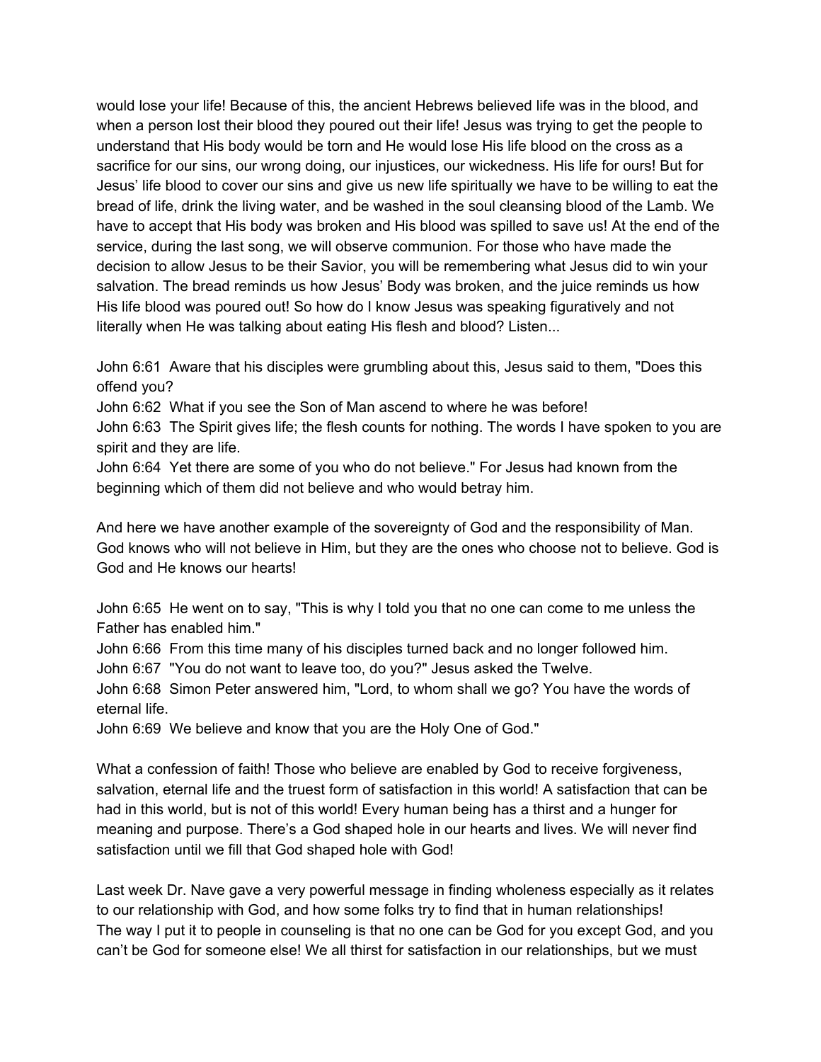would lose your life! Because of this, the ancient Hebrews believed life was in the blood, and when a person lost their blood they poured out their life! Jesus was trying to get the people to understand that His body would be torn and He would lose His life blood on the cross as a sacrifice for our sins, our wrong doing, our injustices, our wickedness. His life for ours! But for Jesus' life blood to cover our sins and give us new life spiritually we have to be willing to eat the bread of life, drink the living water, and be washed in the soul cleansing blood of the Lamb. We have to accept that His body was broken and His blood was spilled to save us! At the end of the service, during the last song, we will observe communion. For those who have made the decision to allow Jesus to be their Savior, you will be remembering what Jesus did to win your salvation. The bread reminds us how Jesus' Body was broken, and the juice reminds us how His life blood was poured out! So how do I know Jesus was speaking figuratively and not literally when He was talking about eating His flesh and blood? Listen...

John 6:61 Aware that his disciples were grumbling about this, Jesus said to them, "Does this offend you?
John 6:62 What if you see the Son of Man ascend to where he was before!
John 6:63 The Spirit gives life; the flesh counts for nothing. The words I have spoken to you are spirit and they are life.
John 6:64 Yet there are some of you who do not believe." For Jesus had known from the beginning which of them did not believe and who would betray him.

And here we have another example of the sovereignty of God and the responsibility of Man. God knows who will not believe in Him, but they are the ones who choose not to believe. God is God and He knows our hearts!

John 6:65 He went on to say, "This is why I told you that no one can come to me unless the Father has enabled him."
John 6:66 From this time many of his disciples turned back and no longer followed him.
John 6:67 "You do not want to leave too, do you?" Jesus asked the Twelve.
John 6:68 Simon Peter answered him, "Lord, to whom shall we go? You have the words of eternal life.
John 6:69 We believe and know that you are the Holy One of God."

What a confession of faith! Those who believe are enabled by God to receive forgiveness, salvation, eternal life and the truest form of satisfaction in this world! A satisfaction that can be had in this world, but is not of this world! Every human being has a thirst and a hunger for meaning and purpose. There's a God shaped hole in our hearts and lives. We will never find satisfaction until we fill that God shaped hole with God!

Last week Dr. Nave gave a very powerful message in finding wholeness especially as it relates to our relationship with God, and how some folks try to find that in human relationships!
The way I put it to people in counseling is that no one can be God for you except God, and you can't be God for someone else! We all thirst for satisfaction in our relationships, but we must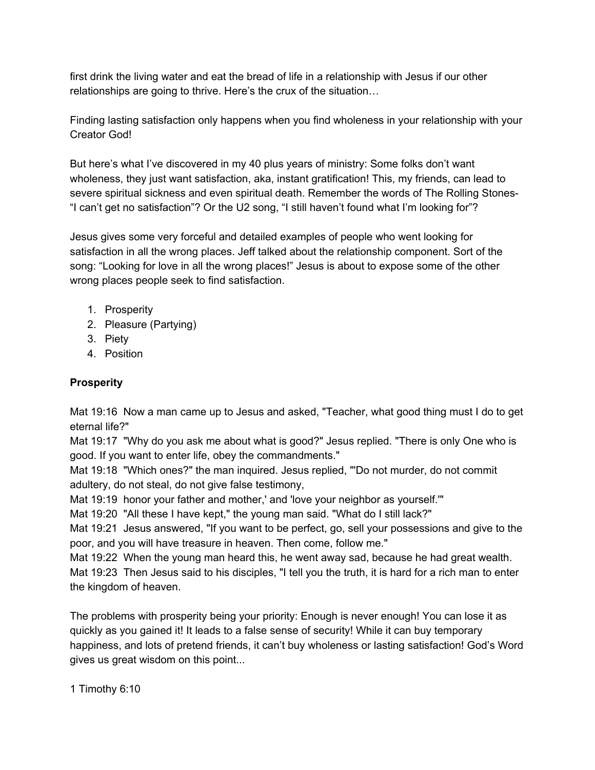first drink the living water and eat the bread of life in a relationship with Jesus if our other relationships are going to thrive. Here's the crux of the situation…

Finding lasting satisfaction only happens when you find wholeness in your relationship with your Creator God!

But here's what I've discovered in my 40 plus years of ministry: Some folks don't want wholeness, they just want satisfaction, aka, instant gratification! This, my friends, can lead to severe spiritual sickness and even spiritual death. Remember the words of The Rolling Stones- "I can't get no satisfaction"? Or the U2 song, "I still haven't found what I'm looking for"?

Jesus gives some very forceful and detailed examples of people who went looking for satisfaction in all the wrong places. Jeff talked about the relationship component. Sort of the song: "Looking for love in all the wrong places!" Jesus is about to expose some of the other wrong places people seek to find satisfaction.

1. Prosperity
2. Pleasure (Partying)
3. Piety
4. Position

**Prosperity**

Mat 19:16 Now a man came up to Jesus and asked, "Teacher, what good thing must I do to get eternal life?"
Mat 19:17 "Why do you ask me about what is good?" Jesus replied. "There is only One who is good. If you want to enter life, obey the commandments."
Mat 19:18 "Which ones?" the man inquired. Jesus replied, "'Do not murder, do not commit adultery, do not steal, do not give false testimony,
Mat 19:19 honor your father and mother,' and 'love your neighbor as yourself.'"
Mat 19:20 "All these I have kept," the young man said. "What do I still lack?"
Mat 19:21 Jesus answered, "If you want to be perfect, go, sell your possessions and give to the poor, and you will have treasure in heaven. Then come, follow me."
Mat 19:22 When the young man heard this, he went away sad, because he had great wealth.
Mat 19:23 Then Jesus said to his disciples, "I tell you the truth, it is hard for a rich man to enter the kingdom of heaven.

The problems with prosperity being your priority: Enough is never enough! You can lose it as quickly as you gained it! It leads to a false sense of security! While it can buy temporary happiness, and lots of pretend friends, it can't buy wholeness or lasting satisfaction! God's Word gives us great wisdom on this point...

1 Timothy 6:10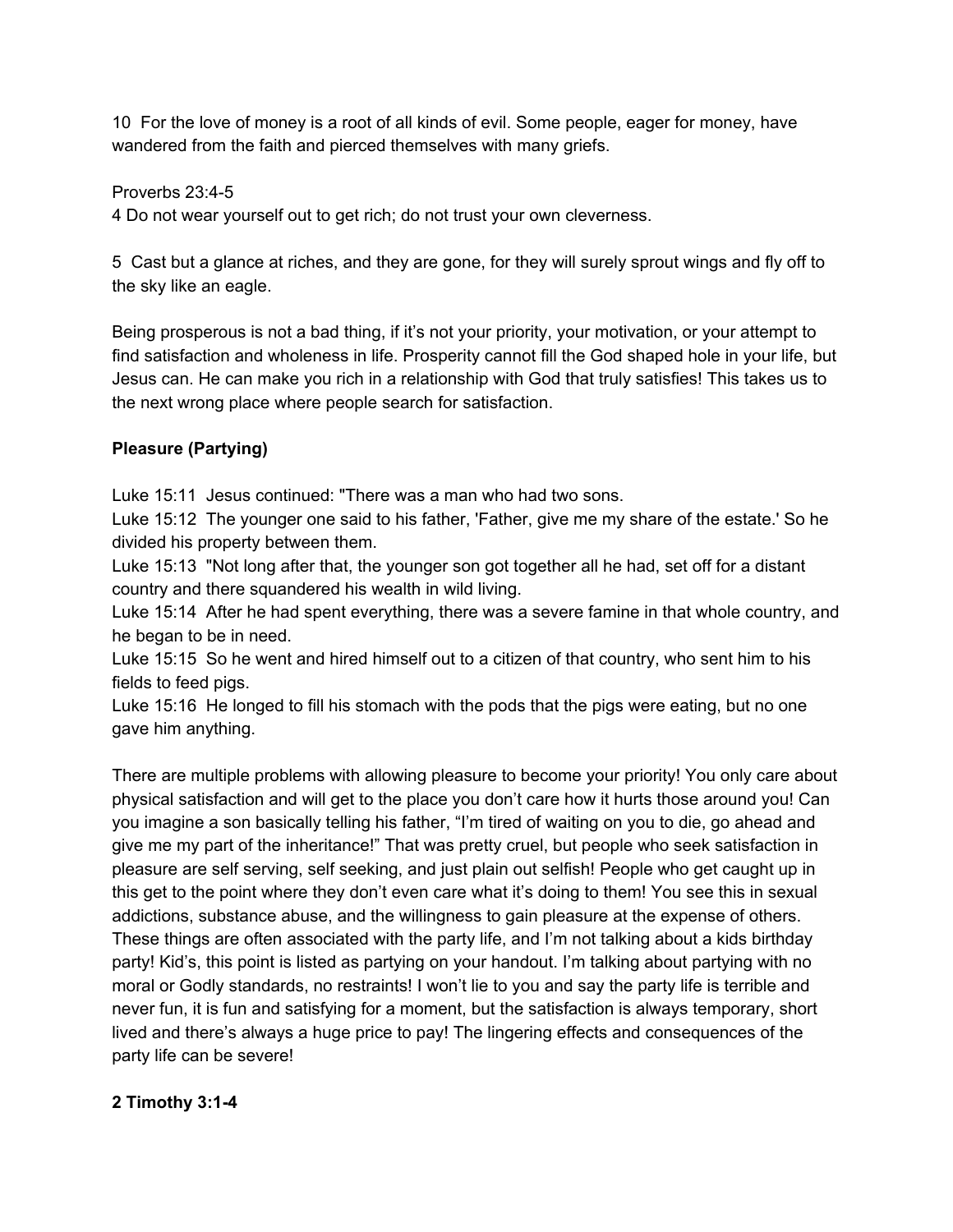10  For the love of money is a root of all kinds of evil. Some people, eager for money, have wandered from the faith and pierced themselves with many griefs.

Proverbs 23:4-5
4 Do not wear yourself out to get rich; do not trust your own cleverness.

5  Cast but a glance at riches, and they are gone, for they will surely sprout wings and fly off to the sky like an eagle.

Being prosperous is not a bad thing, if it's not your priority, your motivation, or your attempt to find satisfaction and wholeness in life. Prosperity cannot fill the God shaped hole in your life, but Jesus can. He can make you rich in a relationship with God that truly satisfies! This takes us to the next wrong place where people search for satisfaction.

**Pleasure (Partying)**

Luke 15:11  Jesus continued: "There was a man who had two sons.
Luke 15:12  The younger one said to his father, 'Father, give me my share of the estate.' So he divided his property between them.
Luke 15:13  "Not long after that, the younger son got together all he had, set off for a distant country and there squandered his wealth in wild living.
Luke 15:14  After he had spent everything, there was a severe famine in that whole country, and he began to be in need.
Luke 15:15  So he went and hired himself out to a citizen of that country, who sent him to his fields to feed pigs.
Luke 15:16  He longed to fill his stomach with the pods that the pigs were eating, but no one gave him anything.

There are multiple problems with allowing pleasure to become your priority! You only care about physical satisfaction and will get to the place you don't care how it hurts those around you! Can you imagine a son basically telling his father, "I'm tired of waiting on you to die, go ahead and give me my part of the inheritance!" That was pretty cruel, but people who seek satisfaction in pleasure are self serving, self seeking, and just plain out selfish! People who get caught up in this get to the point where they don't even care what it's doing to them! You see this in sexual addictions, substance abuse, and the willingness to gain pleasure at the expense of others. These things are often associated with the party life, and I'm not talking about a kids birthday party! Kid's, this point is listed as partying on your handout. I'm talking about partying with no moral or Godly standards, no restraints! I won't lie to you and say the party life is terrible and never fun, it is fun and satisfying for a moment, but the satisfaction is always temporary, short lived and there's always a huge price to pay! The lingering effects and consequences of the party life can be severe!

**2 Timothy 3:1-4**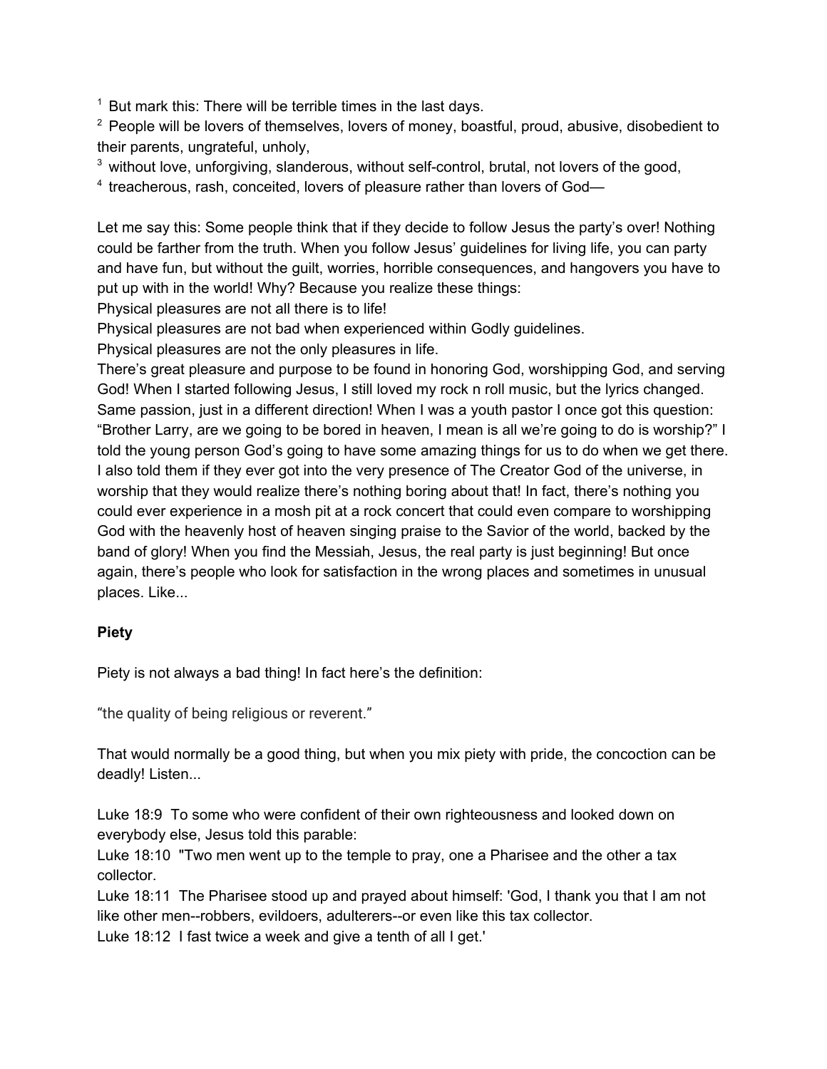[1] But mark this: There will be terrible times in the last days.
[2] People will be lovers of themselves, lovers of money, boastful, proud, abusive, disobedient to their parents, ungrateful, unholy,
[3] without love, unforgiving, slanderous, without self-control, brutal, not lovers of the good,
[4] treacherous, rash, conceited, lovers of pleasure rather than lovers of God—

Let me say this: Some people think that if they decide to follow Jesus the party's over! Nothing could be farther from the truth. When you follow Jesus' guidelines for living life, you can party and have fun, but without the guilt, worries, horrible consequences, and hangovers you have to put up with in the world! Why? Because you realize these things:
Physical pleasures are not all there is to life!
Physical pleasures are not bad when experienced within Godly guidelines.
Physical pleasures are not the only pleasures in life.
There's great pleasure and purpose to be found in honoring God, worshipping God, and serving God! When I started following Jesus, I still loved my rock n roll music, but the lyrics changed. Same passion, just in a different direction! When I was a youth pastor I once got this question: "Brother Larry, are we going to be bored in heaven, I mean is all we're going to do is worship?" I told the young person God's going to have some amazing things for us to do when we get there. I also told them if they ever got into the very presence of The Creator God of the universe, in worship that they would realize there's nothing boring about that! In fact, there's nothing you could ever experience in a mosh pit at a rock concert that could even compare to worshipping God with the heavenly host of heaven singing praise to the Savior of the world, backed by the band of glory! When you find the Messiah, Jesus, the real party is just beginning! But once again, there's people who look for satisfaction in the wrong places and sometimes in unusual places. Like...

**Piety**

Piety is not always a bad thing! In fact here's the definition:

"the quality of being religious or reverent."

That would normally be a good thing, but when you mix piety with pride, the concoction can be deadly! Listen...

Luke 18:9 To some who were confident of their own righteousness and looked down on everybody else, Jesus told this parable:
Luke 18:10 "Two men went up to the temple to pray, one a Pharisee and the other a tax collector.
Luke 18:11 The Pharisee stood up and prayed about himself: 'God, I thank you that I am not like other men--robbers, evildoers, adulterers--or even like this tax collector.
Luke 18:12 I fast twice a week and give a tenth of all I get.'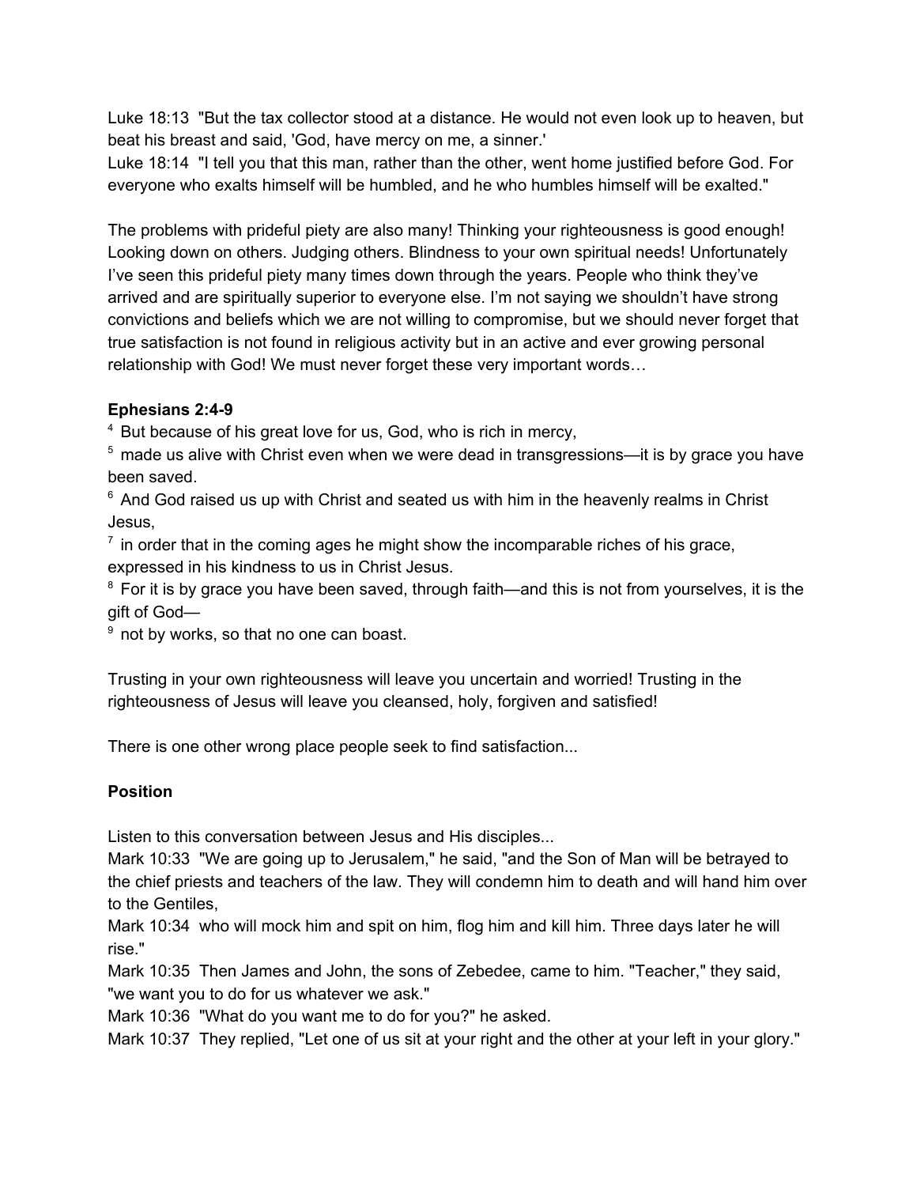Luke 18:13 "But the tax collector stood at a distance. He would not even look up to heaven, but beat his breast and said, 'God, have mercy on me, a sinner.'
Luke 18:14 "I tell you that this man, rather than the other, went home justified before God. For everyone who exalts himself will be humbled, and he who humbles himself will be exalted."

The problems with prideful piety are also many! Thinking your righteousness is good enough! Looking down on others. Judging others. Blindness to your own spiritual needs! Unfortunately I've seen this prideful piety many times down through the years. People who think they've arrived and are spiritually superior to everyone else. I'm not saying we shouldn't have strong convictions and beliefs which we are not willing to compromise, but we should never forget that true satisfaction is not found in religious activity but in an active and ever growing personal relationship with God! We must never forget these very important words…

**Ephesians 2:4-9**

4 But because of his great love for us, God, who is rich in mercy,
5 made us alive with Christ even when we were dead in transgressions—it is by grace you have been saved.
6 And God raised us up with Christ and seated us with him in the heavenly realms in Christ Jesus,
7 in order that in the coming ages he might show the incomparable riches of his grace, expressed in his kindness to us in Christ Jesus.
8 For it is by grace you have been saved, through faith—and this is not from yourselves, it is the gift of God—
9 not by works, so that no one can boast.

Trusting in your own righteousness will leave you uncertain and worried! Trusting in the righteousness of Jesus will leave you cleansed, holy, forgiven and satisfied!

There is one other wrong place people seek to find satisfaction...

**Position**

Listen to this conversation between Jesus and His disciples...
Mark 10:33 "We are going up to Jerusalem," he said, "and the Son of Man will be betrayed to the chief priests and teachers of the law. They will condemn him to death and will hand him over to the Gentiles,
Mark 10:34 who will mock him and spit on him, flog him and kill him. Three days later he will rise."
Mark 10:35 Then James and John, the sons of Zebedee, came to him. "Teacher," they said, "we want you to do for us whatever we ask."
Mark 10:36 "What do you want me to do for you?" he asked.
Mark 10:37 They replied, "Let one of us sit at your right and the other at your left in your glory."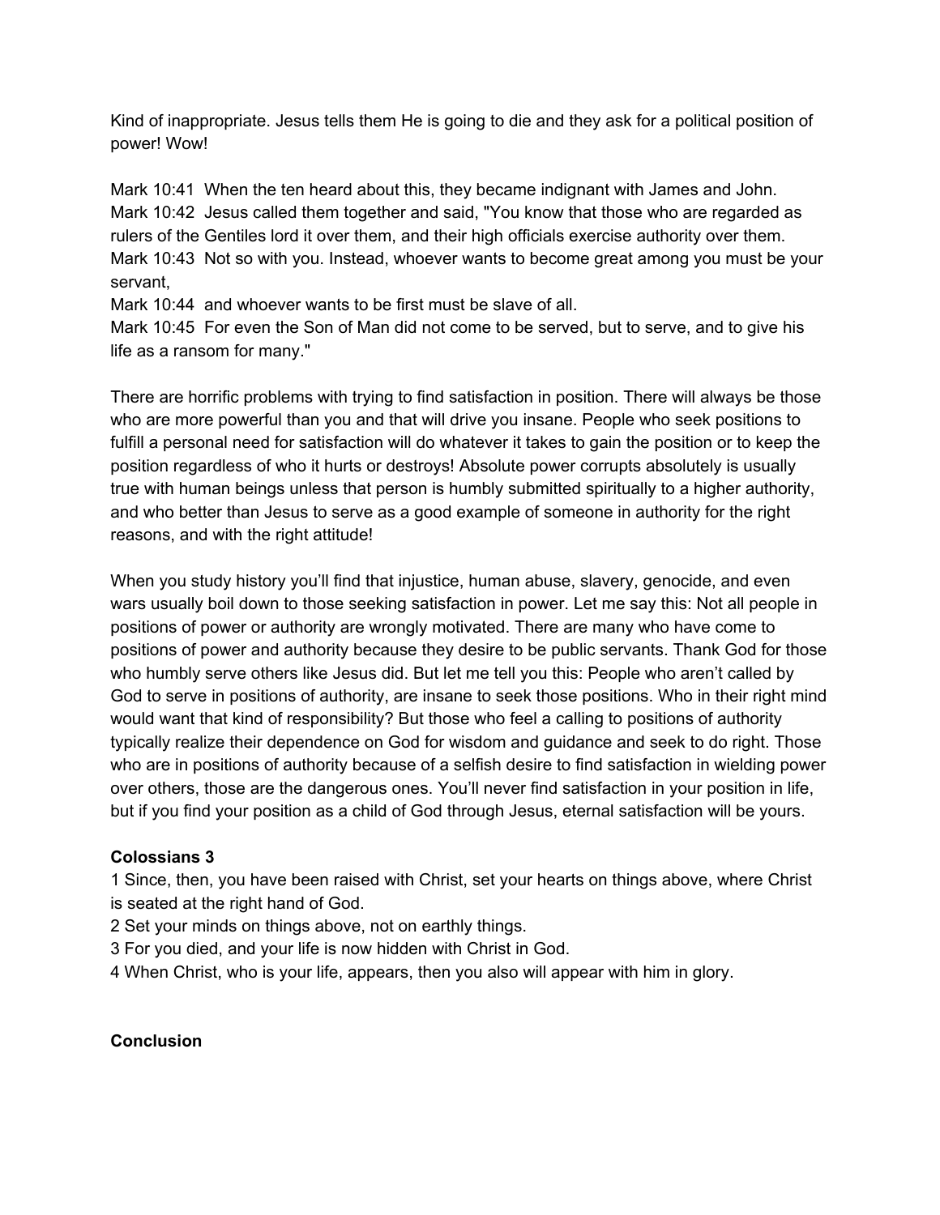Kind of inappropriate. Jesus tells them He is going to die and they ask for a political position of power! Wow!

Mark 10:41 When the ten heard about this, they became indignant with James and John.
Mark 10:42 Jesus called them together and said, "You know that those who are regarded as rulers of the Gentiles lord it over them, and their high officials exercise authority over them.
Mark 10:43 Not so with you. Instead, whoever wants to become great among you must be your servant,
Mark 10:44 and whoever wants to be first must be slave of all.
Mark 10:45 For even the Son of Man did not come to be served, but to serve, and to give his life as a ransom for many."

There are horrific problems with trying to find satisfaction in position. There will always be those who are more powerful than you and that will drive you insane. People who seek positions to fulfill a personal need for satisfaction will do whatever it takes to gain the position or to keep the position regardless of who it hurts or destroys! Absolute power corrupts absolutely is usually true with human beings unless that person is humbly submitted spiritually to a higher authority, and who better than Jesus to serve as a good example of someone in authority for the right reasons, and with the right attitude!

When you study history you'll find that injustice, human abuse, slavery, genocide, and even wars usually boil down to those seeking satisfaction in power. Let me say this: Not all people in positions of power or authority are wrongly motivated. There are many who have come to positions of power and authority because they desire to be public servants. Thank God for those who humbly serve others like Jesus did. But let me tell you this: People who aren't called by God to serve in positions of authority, are insane to seek those positions. Who in their right mind would want that kind of responsibility? But those who feel a calling to positions of authority typically realize their dependence on God for wisdom and guidance and seek to do right. Those who are in positions of authority because of a selfish desire to find satisfaction in wielding power over others, those are the dangerous ones. You'll never find satisfaction in your position in life, but if you find your position as a child of God through Jesus, eternal satisfaction will be yours.

**Colossians 3**
1 Since, then, you have been raised with Christ, set your hearts on things above, where Christ is seated at the right hand of God.
2 Set your minds on things above, not on earthly things.
3 For you died, and your life is now hidden with Christ in God.
4 When Christ, who is your life, appears, then you also will appear with him in glory.

**Conclusion**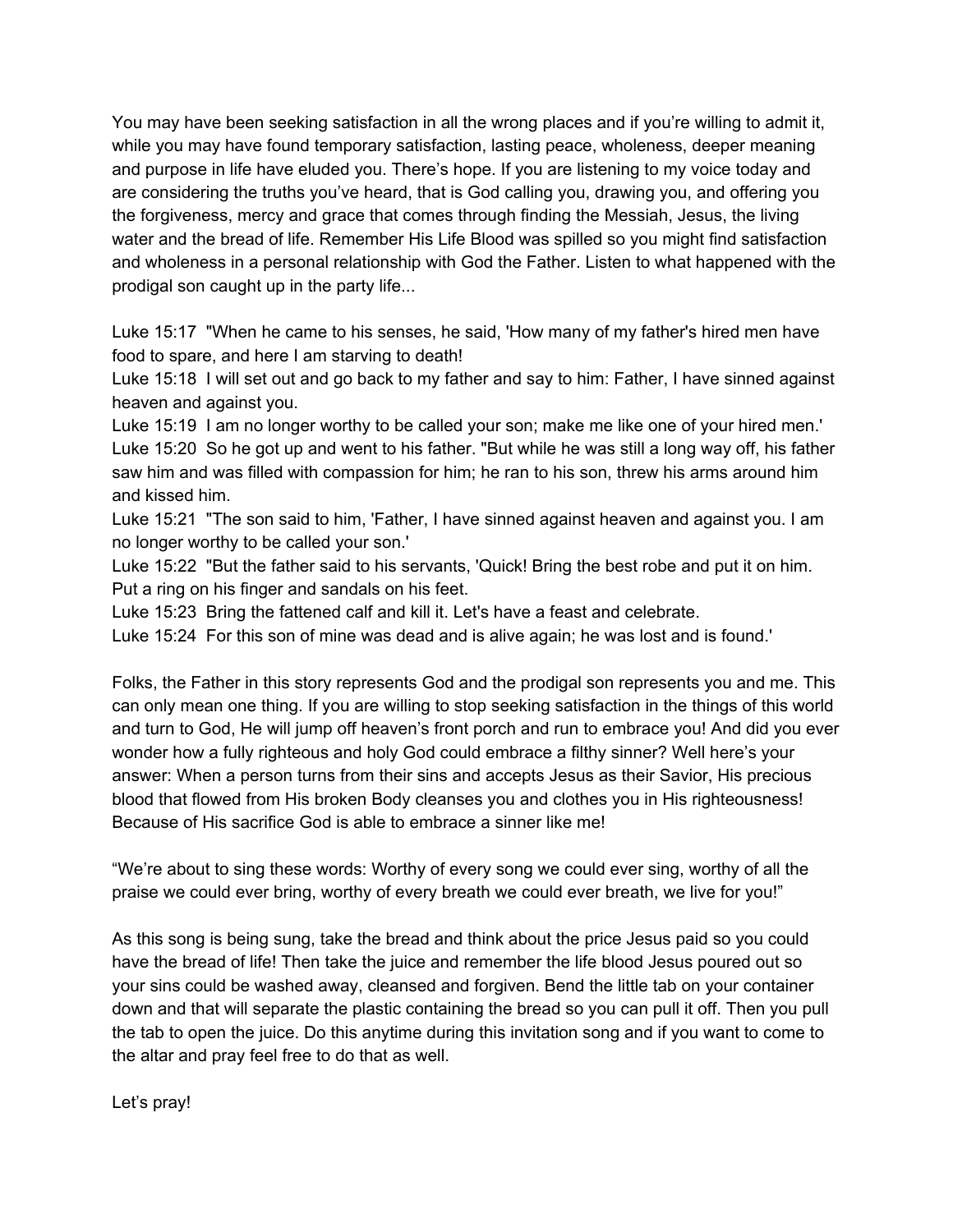You may have been seeking satisfaction in all the wrong places and if you're willing to admit it, while you may have found temporary satisfaction, lasting peace, wholeness, deeper meaning and purpose in life have eluded you. There's hope. If you are listening to my voice today and are considering the truths you've heard, that is God calling you, drawing you, and offering you the forgiveness, mercy and grace that comes through finding the Messiah, Jesus, the living water and the bread of life. Remember His Life Blood was spilled so you might find satisfaction and wholeness in a personal relationship with God the Father. Listen to what happened with the prodigal son caught up in the party life...

Luke 15:17 "When he came to his senses, he said, 'How many of my father's hired men have food to spare, and here I am starving to death!
Luke 15:18 I will set out and go back to my father and say to him: Father, I have sinned against heaven and against you.
Luke 15:19 I am no longer worthy to be called your son; make me like one of your hired men.'
Luke 15:20 So he got up and went to his father. "But while he was still a long way off, his father saw him and was filled with compassion for him; he ran to his son, threw his arms around him and kissed him.
Luke 15:21 "The son said to him, 'Father, I have sinned against heaven and against you. I am no longer worthy to be called your son.'
Luke 15:22 "But the father said to his servants, 'Quick! Bring the best robe and put it on him. Put a ring on his finger and sandals on his feet.
Luke 15:23 Bring the fattened calf and kill it. Let's have a feast and celebrate.
Luke 15:24 For this son of mine was dead and is alive again; he was lost and is found.'

Folks, the Father in this story represents God and the prodigal son represents you and me. This can only mean one thing. If you are willing to stop seeking satisfaction in the things of this world and turn to God, He will jump off heaven's front porch and run to embrace you! And did you ever wonder how a fully righteous and holy God could embrace a filthy sinner? Well here's your answer: When a person turns from their sins and accepts Jesus as their Savior, His precious blood that flowed from His broken Body cleanses you and clothes you in His righteousness! Because of His sacrifice God is able to embrace a sinner like me!

"We're about to sing these words: Worthy of every song we could ever sing, worthy of all the praise we could ever bring, worthy of every breath we could ever breath, we live for you!"

As this song is being sung, take the bread and think about the price Jesus paid so you could have the bread of life! Then take the juice and remember the life blood Jesus poured out so your sins could be washed away, cleansed and forgiven. Bend the little tab on your container down and that will separate the plastic containing the bread so you can pull it off. Then you pull the tab to open the juice. Do this anytime during this invitation song and if you want to come to the altar and pray feel free to do that as well.

Let's pray!